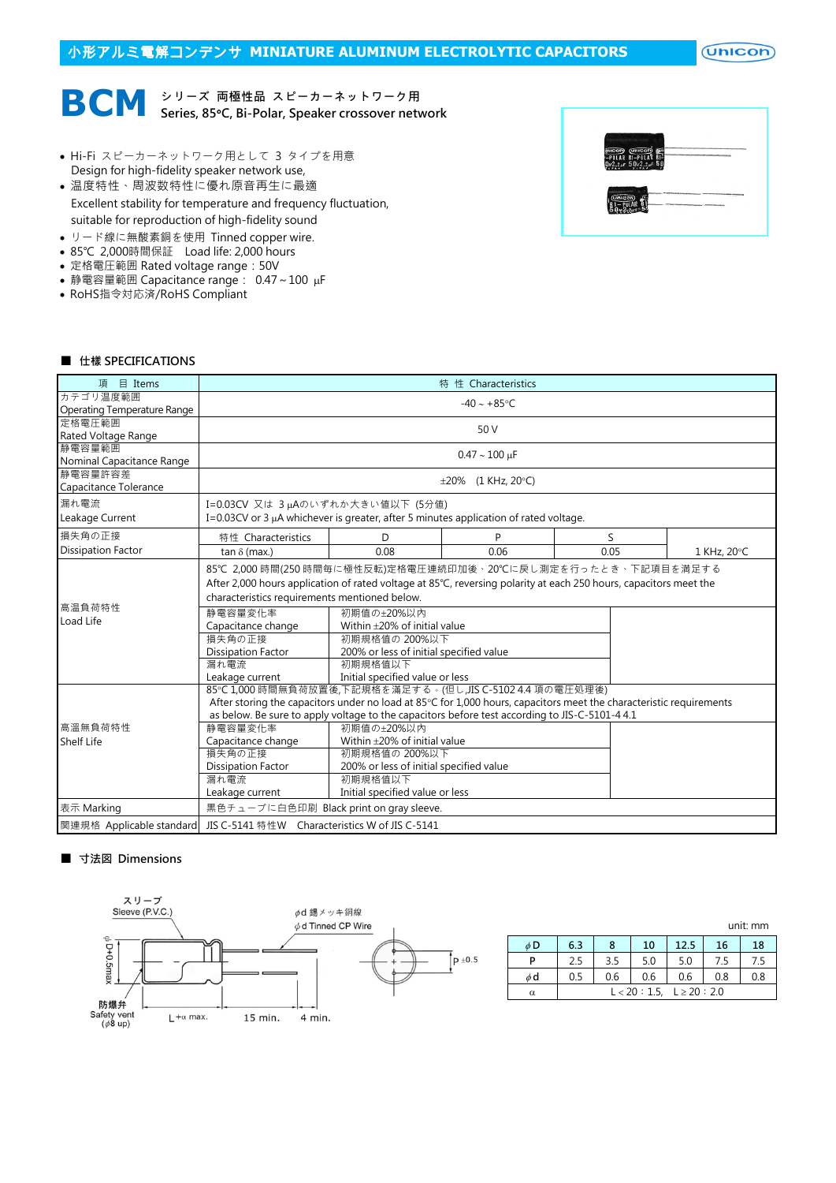# 小形アルミ電解コンデンサ MINIATURE ALUMINUM ELECTROLYTIC CAPACITORS

## BCM シリーズ 両極性品 スピーカーネットワーク用 Series, 85°C, Bi-Polar, Speaker crossover network

- Hi-Fi スピーカーネットワーク用として 3 タイプを用意
  Design for high-fidelity speaker network use,
- 温度特性、周波数特性に優れ原音再生に最適
  Excellent stability for temperature and frequency fluctuation, suitable for reproduction of high-fidelity sound
- リード線に無酸素銅を使用 Tinned copper wire.
- 85℃ 2,000時間保証 Load life: 2,000 hours
- 定格電圧範囲 Rated voltage range : 50V
- 静電容量範囲 Capacitance range : 0.47 ~ 100 μF
- RoHS指令対応済/RoHS Compliant

### ■ 仕様 SPECIFICATIONS

| 項 目 Items | 特 性 Characteristics | | | | |
|---|---|---|---|---|---|
| カテゴリ温度範囲 Operating Temperature Range | -40 ~ +85°C | | | | |
| 定格電圧範囲 Rated Voltage Range | 50 V | | | | |
| 静電容量範囲 Nominal Capacitance Range | 0.47 ~ 100 μF | | | | |
| 静電容量許容差 Capacitance Tolerance | ±20% (1 KHz, 20°C) | | | | |
| 漏れ電流 Leakage Current | I=0.03CV 又は 3 μAのいずれか大きい値以下 (5分值) I=0.03CV or 3 μA whichever is greater, after 5 minutes application of rated voltage. | | | | |
| 損失角の正接 Dissipation Factor | 特性 Characteristics | D | P | S | |
| | tan δ (max.) | 0.08 | 0.06 | 0.05 | 1 KHz, 20°C |
| 高温負荷特性 Load Life | 85℃ 2,000 時間(250 時間毎に極性反転)定格電圧連続印加後、20℃に戻し測定を行ったとき、下記項目を満足する After 2,000 hours application of rated voltage at 85℃, reversing polarity at each 250 hours, capacitors meet the characteristics requirements mentioned below. | | | | |
| | 静電容量変化率 Capacitance change | 初期值の±20%以内 Within ±20% of initial value | | | |
| | 損失角の正接 Dissipation Factor | 初期規格值の 200%以下 200% or less of initial specified value | | | |
| | 漏れ電流 Leakage current | 初期規格值以下 Initial specified value or less | | | |
| 高温無負荷特性 Shelf Life | 85°C 1,000 時間無負荷放置後,下記規格を満足する。(但し,JIS C-5102 4.4 項の電圧処理後) After storing the capacitors under no load at 85°C for 1,000 hours, capacitors meet the characteristic requirements as below. Be sure to apply voltage to the capacitors before test according to JIS-C-5101-4 4.1 | | | | |
| | 静電容量変化率 Capacitance change | 初期值の±20%以内 Within ±20% of initial value | | | |
| | 損失角の正接 Dissipation Factor | 初期規格值の 200%以下 200% or less of initial specified value | | | |
| | 漏れ電流 Leakage current | 初期規格值以下 Initial specified value or less | | | |
| 表示 Marking | 黒色チューブに白色印刷 Black print on gray sleeve. | | | | |
| 関連規格 Applicable standard | JIS C-5141 特性W Characteristics W of JIS C-5141 | | | | |

### ■ 寸法図 Dimensions

スリーブ Sleeve (P.V.C.)
φd 錫メッキ銅線 φd Tinned CP Wire
φD+0.5max
防爆弁 Safety vent (φ8 up)
L+α max. 15 min. 4 min.
P ±0.5

unit: mm

| φD | 6.3 | 8 | 10 | 12.5 | 16 | 18 |
|---|---|---|---|---|---|---|
| P | 2.5 | 3.5 | 5.0 | 5.0 | 7.5 | 7.5 |
| φd | 0.5 | 0.6 | 0.6 | 0.6 | 0.8 | 0.8 |
| α | L < 20 : 1.5, L ≥ 20 : 2.0 | | | | | |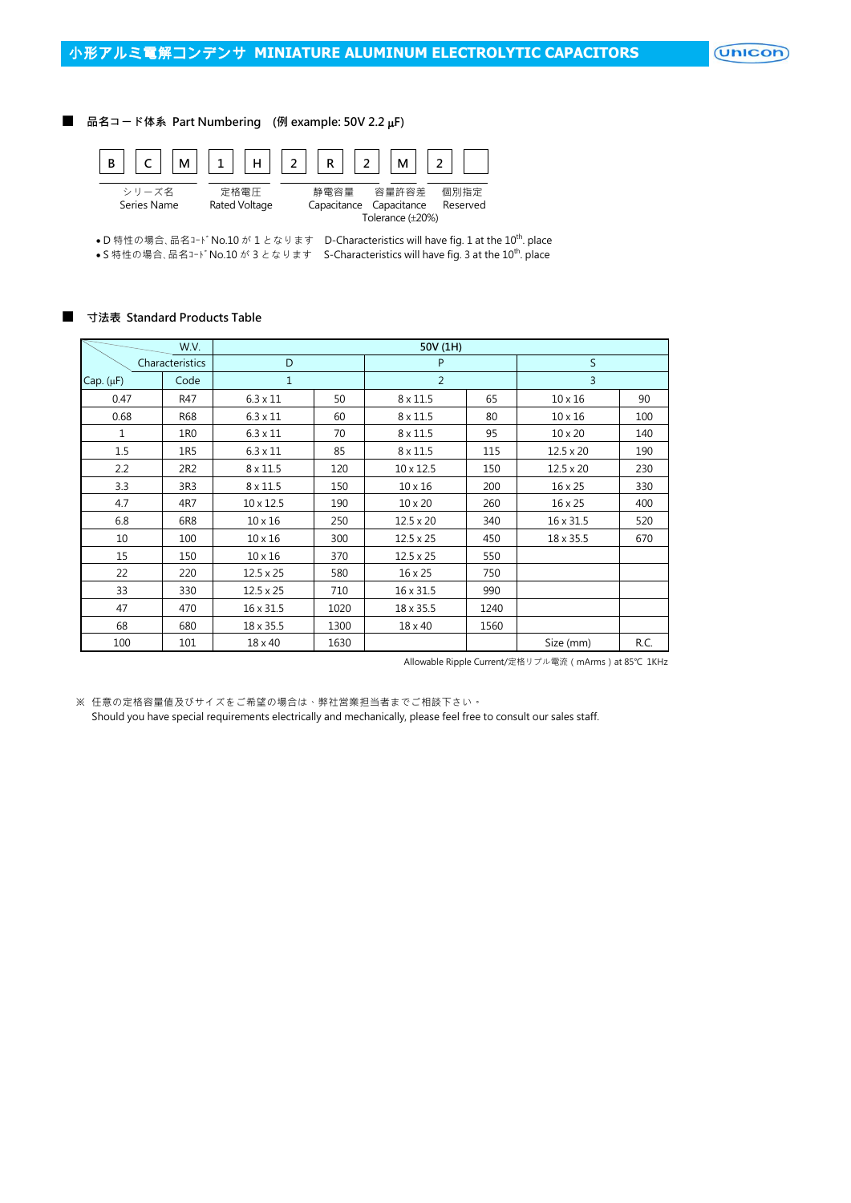## 小形アルミ電解コンデンサ MINIATURE ALUMINUM ELECTROLYTIC CAPACITORS

### ■ 品名コード体系 Part Numbering (例 example: 50V 2.2 μF)

| B | C | M | 1 | H | 2 | R | 2 | M | 2 | |
|---|---|---|---|---|---|---|---|---|---|---|
| シリーズ名 Series Name | | | 定格電圧 Rated Voltage | | 静電容量 Capacitance | | | 容量許容差 Capacitance Tolerance (±20%) | 個別指定 Reserved | |

- D 特性の場合、品名ｺｰﾄﾞ No.10 が 1 となります D-Characteristics will have fig. 1 at the 10th. place
- S 特性の場合、品名ｺｰﾄﾞ No.10 が 3 となります S-Characteristics will have fig. 3 at the 10th. place

### ■ 寸法表 Standard Products Table

| W.V. | | 50V (1H) | | | | | |
|---|---|---|---|---|---|---|---|
| Characteristics | | D | | P | | S | |
| Cap. (μF) | Code | 1 | | 2 | | 3 | |
| 0.47 | R47 | 6.3 x 11 | 50 | 8 x 11.5 | 65 | 10 x 16 | 90 |
| 0.68 | R68 | 6.3 x 11 | 60 | 8 x 11.5 | 80 | 10 x 16 | 100 |
| 1 | 1R0 | 6.3 x 11 | 70 | 8 x 11.5 | 95 | 10 x 20 | 140 |
| 1.5 | 1R5 | 6.3 x 11 | 85 | 8 x 11.5 | 115 | 12.5 x 20 | 190 |
| 2.2 | 2R2 | 8 x 11.5 | 120 | 10 x 12.5 | 150 | 12.5 x 20 | 230 |
| 3.3 | 3R3 | 8 x 11.5 | 150 | 10 x 16 | 200 | 16 x 25 | 330 |
| 4.7 | 4R7 | 10 x 12.5 | 190 | 10 x 20 | 260 | 16 x 25 | 400 |
| 6.8 | 6R8 | 10 x 16 | 250 | 12.5 x 20 | 340 | 16 x 31.5 | 520 |
| 10 | 100 | 10 x 16 | 300 | 12.5 x 25 | 450 | 18 x 35.5 | 670 |
| 15 | 150 | 10 x 16 | 370 | 12.5 x 25 | 550 | | |
| 22 | 220 | 12.5 x 25 | 580 | 16 x 25 | 750 | | |
| 33 | 330 | 12.5 x 25 | 710 | 16 x 31.5 | 990 | | |
| 47 | 470 | 16 x 31.5 | 1020 | 18 x 35.5 | 1240 | | |
| 68 | 680 | 18 x 35.5 | 1300 | 18 x 40 | 1560 | | |
| 100 | 101 | 18 x 40 | 1630 | | | Size (mm) | R.C. |

Allowable Ripple Current/定格リプル電流 ( mArms ) at 85℃ 1KHz

※ 任意の定格容量値及びサイズをご希望の場合は、弊社営業担当者までご相談下さい。
Should you have special requirements electrically and mechanically, please feel free to consult our sales staff.